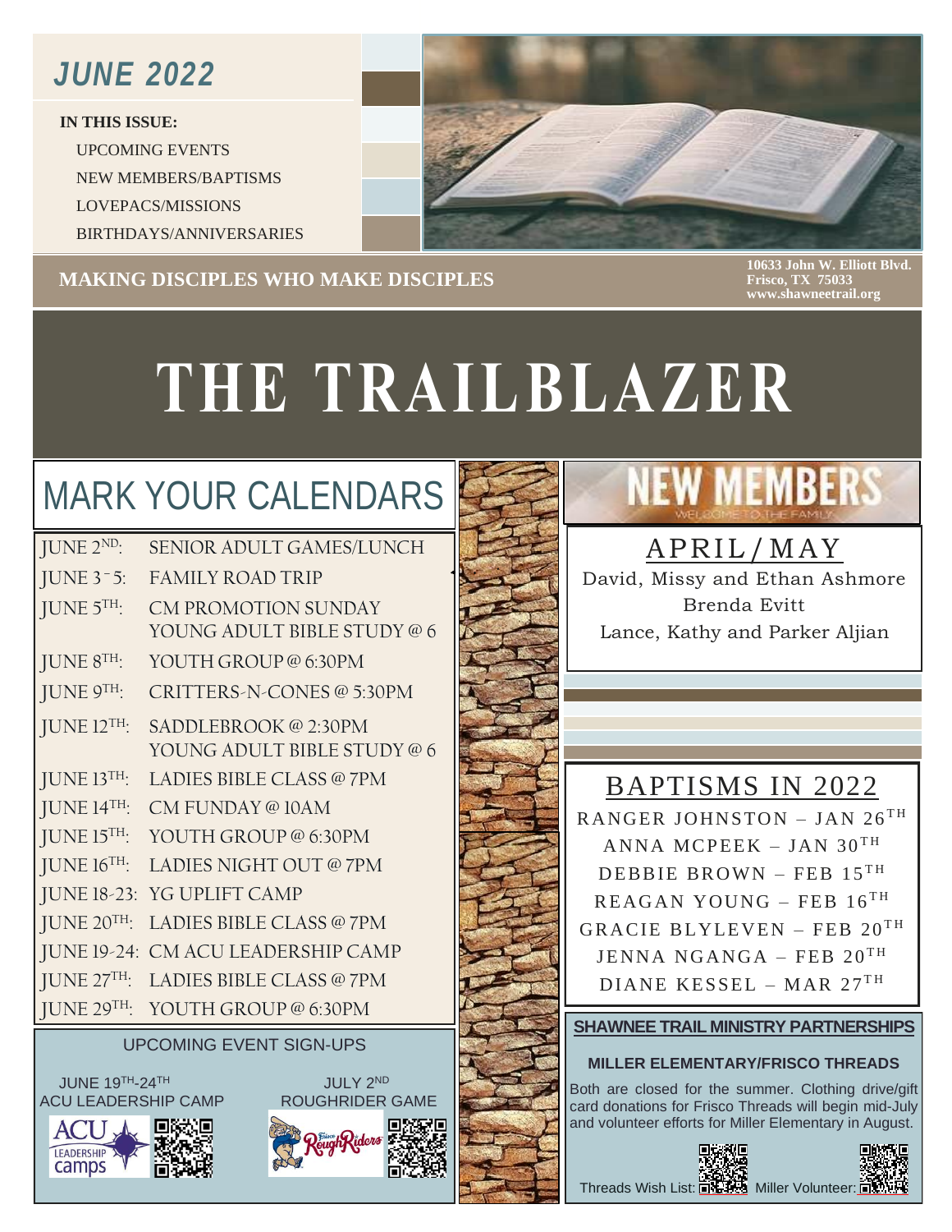# JUNE 2022

**IN THIS ISSUE:**

- UPCOMING EVENTS
- NEW MEMBERS/BAPTISMS
- LOVEPACS/MISSIONS
- BIRTHDAYS/ANNIVERSARIES

**MAKING DISCIPLES WHO MAKE DISCIPLES**

**10633 John W. Elliott Blvd.**
**Frisco, TX 75033**
**www.shawneetrail.org**

# THE TRAILBLAZER

## MARK YOUR CALENDARS

| | |
|---|---|
| JUNE 2ND: | SENIOR ADULT GAMES/LUNCH |
| JUNE 3 - 5: | FAMILY ROAD TRIP |
| JUNE 5TH: | CM PROMOTION SUNDAY<br>YOUNG ADULT BIBLE STUDY @ 6 |
| JUNE 8TH: | YOUTH GROUP @ 6:30PM |
| JUNE 9TH: | CRITTERS-N-CONES @ 5:30PM |
| JUNE 12TH: | SADDLEBROOK @ 2:30PM<br>YOUNG ADULT BIBLE STUDY @ 6 |
| JUNE 13TH: | LADIES BIBLE CLASS @ 7PM |
| JUNE 14TH: | CM FUNDAY @ 10AM |
| JUNE 15TH: | YOUTH GROUP @ 6:30PM |
| JUNE 16TH: | LADIES NIGHT OUT @ 7PM |
| JUNE 18-23: | YG UPLIFT CAMP |
| JUNE 20TH: | LADIES BIBLE CLASS @ 7PM |
| JUNE 19-24: | CM ACU LEADERSHIP CAMP |
| JUNE 27TH: | LADIES BIBLE CLASS @ 7PM |
| JUNE 29TH: | YOUTH GROUP @ 6:30PM |

### UPCOMING EVENT SIGN-UPS

JUNE 19TH-24TH
ACU LEADERSHIP CAMP

JULY 2ND
ROUGHRIDER GAME

## NEW MEMBERS

### APRIL/MAY

David, Missy and Ethan Ashmore
Brenda Evitt
Lance, Kathy and Parker Aljian

## BAPTISMS IN 2022

RANGER JOHNSTON – JAN 26TH
ANNA MCPEEK – JAN 30TH
DEBBIE BROWN – FEB 15TH
REAGAN YOUNG – FEB 16TH
GRACIE BLYLEVEN – FEB 20TH
JENNA NGANGA – FEB 20TH
DIANE KESSEL – MAR 27TH

## SHAWNEE TRAIL MINISTRY PARTNERSHIPS

### MILLER ELEMENTARY/FRISCO THREADS

Both are closed for the summer. Clothing drive/gift card donations for Frisco Threads will begin mid-July and volunteer efforts for Miller Elementary in August.

Threads Wish List: Miller Volunteer: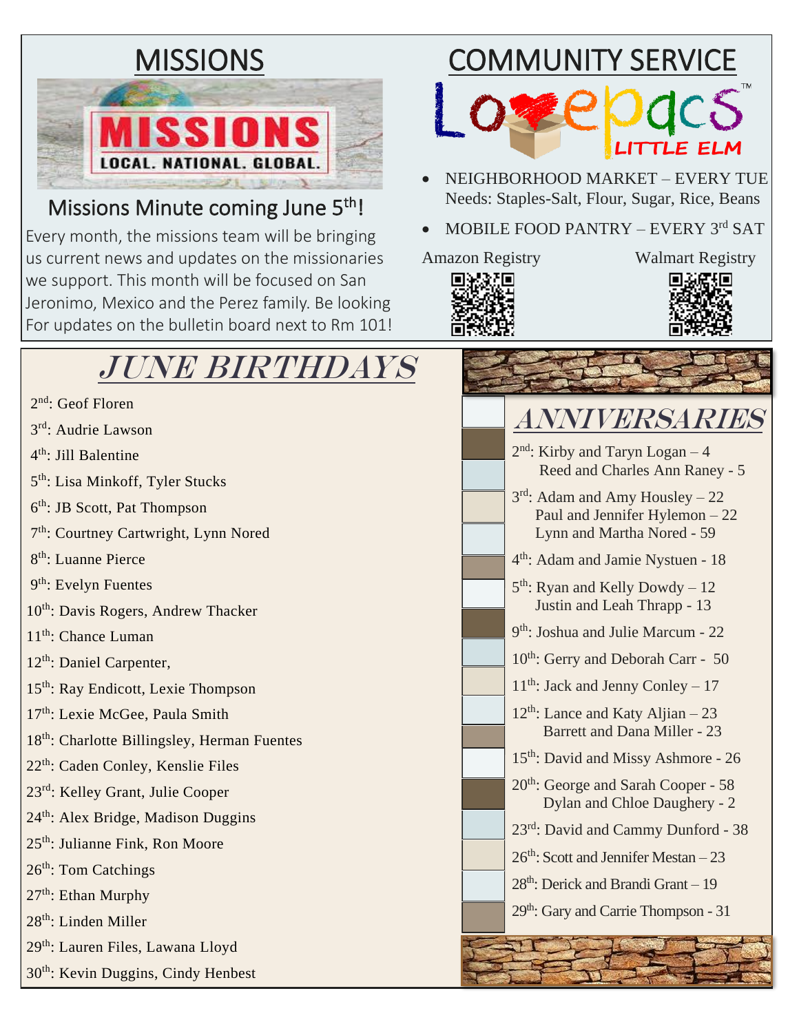# MISSIONS

MISSIONS
LOCAL. NATIONAL. GLOBAL.

## Missions Minute coming June 5th!

Every month, the missions team will be bringing us current news and updates on the missionaries we support. This month will be focused on San Jeronimo, Mexico and the Perez family. Be looking For updates on the bulletin board next to Rm 101!

# COMMUNITY SERVICE

Lovepacs™ LITTLE ELM

- NEIGHBORHOOD MARKET – EVERY TUE
  Needs: Staples-Salt, Flour, Sugar, Rice, Beans
- MOBILE FOOD PANTRY – EVERY 3rd SAT

Amazon Registry

Walmart Registry

# JUNE BIRTHDAYS

2nd: Geof Floren
3rd: Audrie Lawson
4th: Jill Balentine
5th: Lisa Minkoff, Tyler Stucks
6th: JB Scott, Pat Thompson
7th: Courtney Cartwright, Lynn Nored
8th: Luanne Pierce
9th: Evelyn Fuentes
10th: Davis Rogers, Andrew Thacker
11th: Chance Luman
12th: Daniel Carpenter,
15th: Ray Endicott, Lexie Thompson
17th: Lexie McGee, Paula Smith
18th: Charlotte Billingsley, Herman Fuentes
22th: Caden Conley, Kenslie Files
23rd: Kelley Grant, Julie Cooper
24th: Alex Bridge, Madison Duggins
25th: Julianne Fink, Ron Moore
26th: Tom Catchings
27th: Ethan Murphy
28th: Linden Miller
29th: Lauren Files, Lawana Lloyd
30th: Kevin Duggins, Cindy Henbest

# ANNIVERSARIES

2nd: Kirby and Taryn Logan – 4
Reed and Charles Ann Raney - 5
3rd: Adam and Amy Housley – 22
Paul and Jennifer Hylemon – 22
Lynn and Martha Nored - 59
4th: Adam and Jamie Nystuen - 18
5th: Ryan and Kelly Dowdy – 12
Justin and Leah Thrapp - 13
9th: Joshua and Julie Marcum - 22
10th: Gerry and Deborah Carr - 50
11th: Jack and Jenny Conley – 17
12th: Lance and Katy Aljian – 23
Barrett and Dana Miller - 23
15th: David and Missy Ashmore - 26
20th: George and Sarah Cooper - 58
Dylan and Chloe Daughery - 2
23rd: David and Cammy Dunford - 38
26th: Scott and Jennifer Mestan – 23
28th: Derick and Brandi Grant – 19
29th: Gary and Carrie Thompson - 31